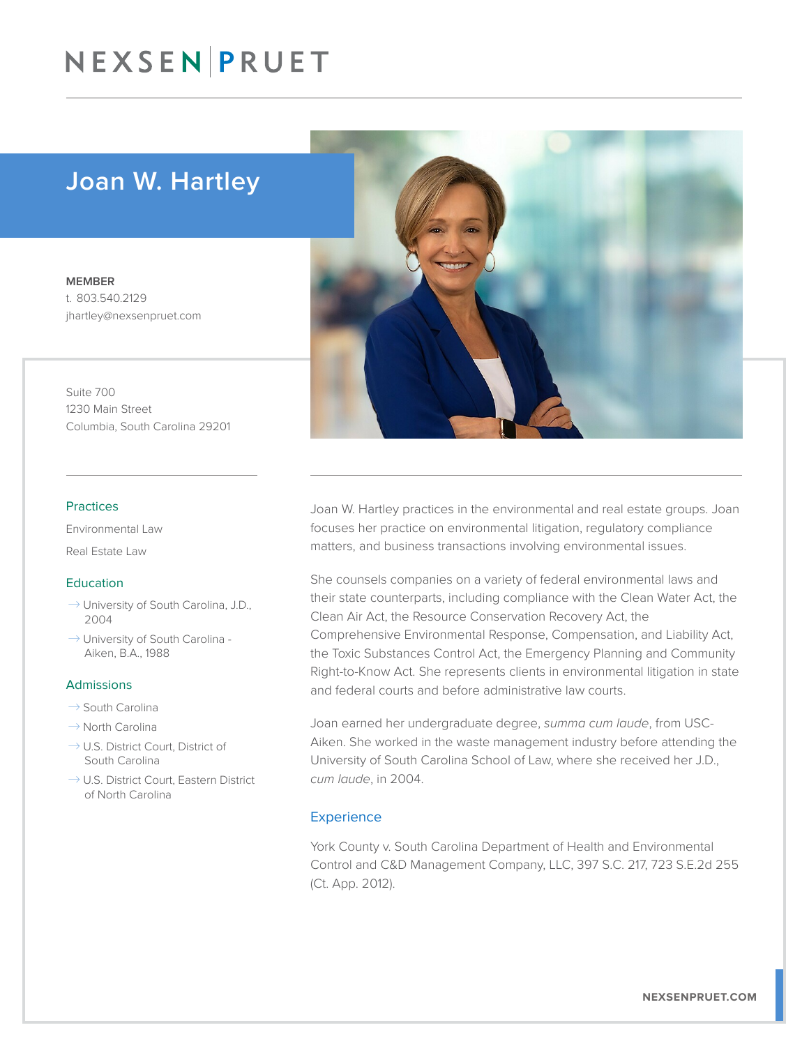# NEXSEN PRUET

## Joan W. Hartley

**MEMBER**
t. 803.540.2129
jhartley@nexsenpruet.com

Suite 700
1230 Main Street
Columbia, South Carolina 29201

### Practices

Environmental Law

Real Estate Law

### Education

- University of South Carolina, J.D., 2004
- University of South Carolina - Aiken, B.A., 1988

### Admissions

- South Carolina
- North Carolina
- U.S. District Court, District of South Carolina
- U.S. District Court, Eastern District of North Carolina

Joan W. Hartley practices in the environmental and real estate groups. Joan focuses her practice on environmental litigation, regulatory compliance matters, and business transactions involving environmental issues.

She counsels companies on a variety of federal environmental laws and their state counterparts, including compliance with the Clean Water Act, the Clean Air Act, the Resource Conservation Recovery Act, the Comprehensive Environmental Response, Compensation, and Liability Act, the Toxic Substances Control Act, the Emergency Planning and Community Right-to-Know Act. She represents clients in environmental litigation in state and federal courts and before administrative law courts.

Joan earned her undergraduate degree, *summa cum laude*, from USC-Aiken. She worked in the waste management industry before attending the University of South Carolina School of Law, where she received her J.D., *cum laude*, in 2004.

### Experience

York County v. South Carolina Department of Health and Environmental Control and C&D Management Company, LLC, 397 S.C. 217, 723 S.E.2d 255 (Ct. App. 2012).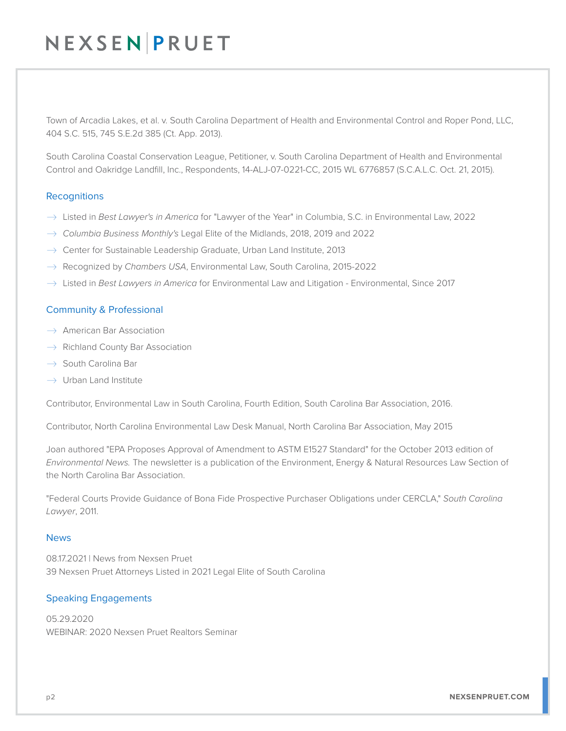Town of Arcadia Lakes, et al. v. South Carolina Department of Health and Environmental Control and Roper Pond, LLC, 404 S.C. 515, 745 S.E.2d 385 (Ct. App. 2013).

South Carolina Coastal Conservation League, Petitioner, v. South Carolina Department of Health and Environmental Control and Oakridge Landfill, Inc., Respondents, 14-ALJ-07-0221-CC, 2015 WL 6776857 (S.C.A.L.C. Oct. 21, 2015).

## Recognitions

- Listed in *Best Lawyer's in America* for "Lawyer of the Year" in Columbia, S.C. in Environmental Law, 2022
- *Columbia Business Monthly's* Legal Elite of the Midlands, 2018, 2019 and 2022
- Center for Sustainable Leadership Graduate, Urban Land Institute, 2013
- Recognized by *Chambers USA*, Environmental Law, South Carolina, 2015-2022
- Listed in *Best Lawyers in America* for Environmental Law and Litigation - Environmental, Since 2017

## Community & Professional

- American Bar Association
- Richland County Bar Association
- South Carolina Bar
- Urban Land Institute

Contributor, Environmental Law in South Carolina, Fourth Edition, South Carolina Bar Association, 2016.

Contributor, North Carolina Environmental Law Desk Manual, North Carolina Bar Association, May 2015

Joan authored "EPA Proposes Approval of Amendment to ASTM E1527 Standard" for the October 2013 edition of *Environmental News.* The newsletter is a publication of the Environment, Energy & Natural Resources Law Section of the North Carolina Bar Association.

"Federal Courts Provide Guidance of Bona Fide Prospective Purchaser Obligations under CERCLA," *South Carolina Lawyer*, 2011.

## News

08.17.2021 | News from Nexsen Pruet
39 Nexsen Pruet Attorneys Listed in 2021 Legal Elite of South Carolina

## Speaking Engagements

05.29.2020
WEBINAR: 2020 Nexsen Pruet Realtors Seminar